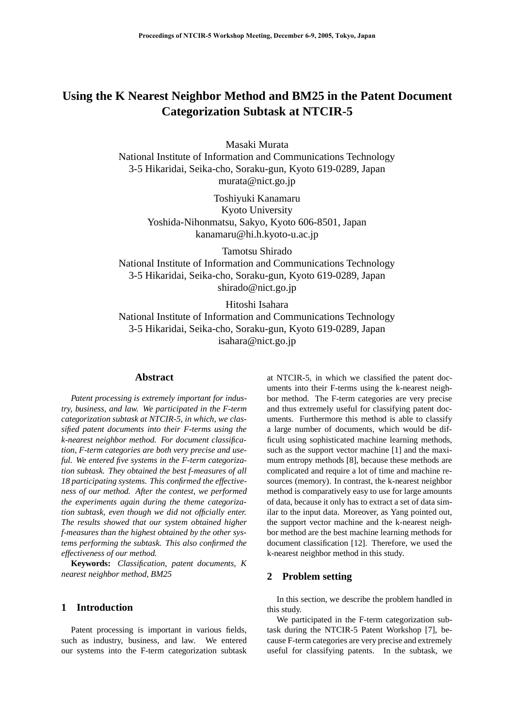# Using the K Nearest Neighbor Method and BM25 in the Patent Document Categorization Subtask at NTCIR-5

Masaki Murata
National Institute of Information and Communications Technology
3-5 Hikaridai, Seika-cho, Soraku-gun, Kyoto 619-0289, Japan
murata@nict.go.jp

Toshiyuki Kanamaru
Kyoto University
Yoshida-Nihonmatsu, Sakyo, Kyoto 606-8501, Japan
kanamaru@hi.h.kyoto-u.ac.jp

Tamotsu Shirado
National Institute of Information and Communications Technology
3-5 Hikaridai, Seika-cho, Soraku-gun, Kyoto 619-0289, Japan
shirado@nict.go.jp

Hitoshi Isahara
National Institute of Information and Communications Technology
3-5 Hikaridai, Seika-cho, Soraku-gun, Kyoto 619-0289, Japan
isahara@nict.go.jp

## Abstract

*Patent processing is extremely important for industry, business, and law. We participated in the F-term categorization subtask at NTCIR-5, in which, we classified patent documents into their F-terms using the k-nearest neighbor method. For document classification, F-term categories are both very precise and useful. We entered five systems in the F-term categorization subtask. They obtained the best f-measures of all 18 participating systems. This confirmed the effectiveness of our method. After the contest, we performed the experiments again during the theme categorization subtask, even though we did not officially enter. The results showed that our system obtained higher f-measures than the highest obtained by the other systems performing the subtask. This also confirmed the effectiveness of our method.*

**Keywords:** *Classification, patent documents, K nearest neighbor method, BM25*

## 1 Introduction

Patent processing is important in various fields, such as industry, business, and law. We entered our systems into the F-term categorization subtask at NTCIR-5, in which we classified the patent documents into their F-terms using the k-nearest neighbor method. The F-term categories are very precise and thus extremely useful for classifying patent documents. Furthermore this method is able to classify a large number of documents, which would be difficult using sophisticated machine learning methods, such as the support vector machine [1] and the maximum entropy methods [8], because these methods are complicated and require a lot of time and machine resources (memory). In contrast, the k-nearest neighbor method is comparatively easy to use for large amounts of data, because it only has to extract a set of data similar to the input data. Moreover, as Yang pointed out, the support vector machine and the k-nearest neighbor method are the best machine learning methods for document classification [12]. Therefore, we used the k-nearest neighbor method in this study.

## 2 Problem setting

In this section, we describe the problem handled in this study.

We participated in the F-term categorization subtask during the NTCIR-5 Patent Workshop [7], because F-term categories are very precise and extremely useful for classifying patents. In the subtask, we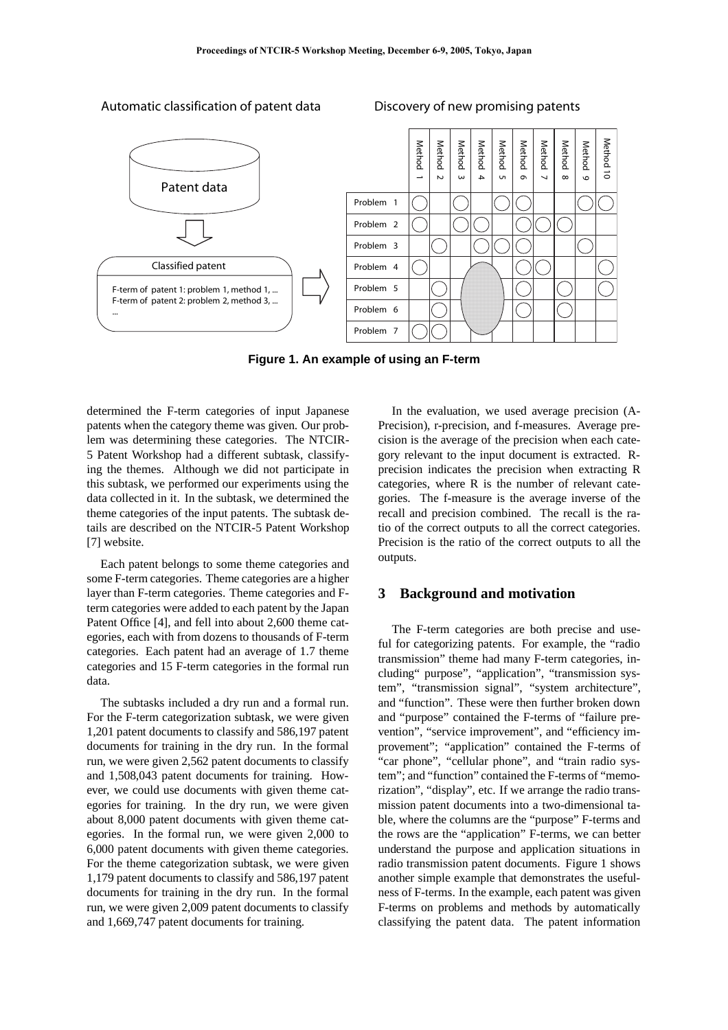Automatic classification of patent data

Discovery of new promising patents

|  | Method 1 | Method 2 | Method 3 | Method 4 | Method 5 | Method 6 | Method 7 | Method 8 | Method 9 | Method 10 |
|---|---|---|---|---|---|---|---|---|---|---|
| Problem 1 | ○ |  | ○ |  | ○ | ○ |  |  | ○ | ○ |
| Problem 2 | ○ |  | ○ | ○ |  | ○ | ○ | ○ |  |  |
| Problem 3 |  | ○ |  | ○ | ○ | ○ |  |  | ○ |  |
| Problem 4 | ○ |  |  |  |  | ○ | ○ |  |  | ○ |
| Problem 5 |  | ○ |  |  |  | ○ |  | ○ |  | ○ |
| Problem 6 |  | ○ |  |  |  | ○ |  | ○ |  |  |
| Problem 7 | ○ | ○ |  |  |  |  |  |  |  |  |

Patent data → Classified patent

F-term of patent 1: problem 1, method 1, ...
F-term of patent 2: problem 2, method 3, ...
...

**Figure 1. An example of using an F-term**

determined the F-term categories of input Japanese patents when the category theme was given. Our problem was determining these categories. The NTCIR-5 Patent Workshop had a different subtask, classifying the themes. Although we did not participate in this subtask, we performed our experiments using the data collected in it. In the subtask, we determined the theme categories of the input patents. The subtask details are described on the NTCIR-5 Patent Workshop [7] website.

Each patent belongs to some theme categories and some F-term categories. Theme categories are a higher layer than F-term categories. Theme categories and F-term categories were added to each patent by the Japan Patent Office [4], and fell into about 2,600 theme categories, each with from dozens to thousands of F-term categories. Each patent had an average of 1.7 theme categories and 15 F-term categories in the formal run data.

The subtasks included a dry run and a formal run. For the F-term categorization subtask, we were given 1,201 patent documents to classify and 586,197 patent documents for training in the dry run. In the formal run, we were given 2,562 patent documents to classify and 1,508,043 patent documents for training. However, we could use documents with given theme categories for training. In the dry run, we were given about 8,000 patent documents with given theme categories. In the formal run, we were given 2,000 to 6,000 patent documents with given theme categories. For the theme categorization subtask, we were given 1,179 patent documents to classify and 586,197 patent documents for training in the dry run. In the formal run, we were given 2,009 patent documents to classify and 1,669,747 patent documents for training.

In the evaluation, we used average precision (A-Precision), r-precision, and f-measures. Average precision is the average of the precision when each category relevant to the input document is extracted. R-precision indicates the precision when extracting R categories, where R is the number of relevant categories. The f-measure is the average inverse of the recall and precision combined. The recall is the ratio of the correct outputs to all the correct categories. Precision is the ratio of the correct outputs to all the outputs.

## 3 Background and motivation

The F-term categories are both precise and useful for categorizing patents. For example, the "radio transmission" theme had many F-term categories, including" purpose", "application", "transmission system", "transmission signal", "system architecture", and "function". These were then further broken down and "purpose" contained the F-terms of "failure prevention", "service improvement", and "efficiency improvement"; "application" contained the F-terms of "car phone", "cellular phone", and "train radio system"; and "function" contained the F-terms of "memorization", "display", etc. If we arrange the radio transmission patent documents into a two-dimensional table, where the columns are the "purpose" F-terms and the rows are the "application" F-terms, we can better understand the purpose and application situations in radio transmission patent documents. Figure 1 shows another simple example that demonstrates the usefulness of F-terms. In the example, each patent was given F-terms on problems and methods by automatically classifying the patent data. The patent information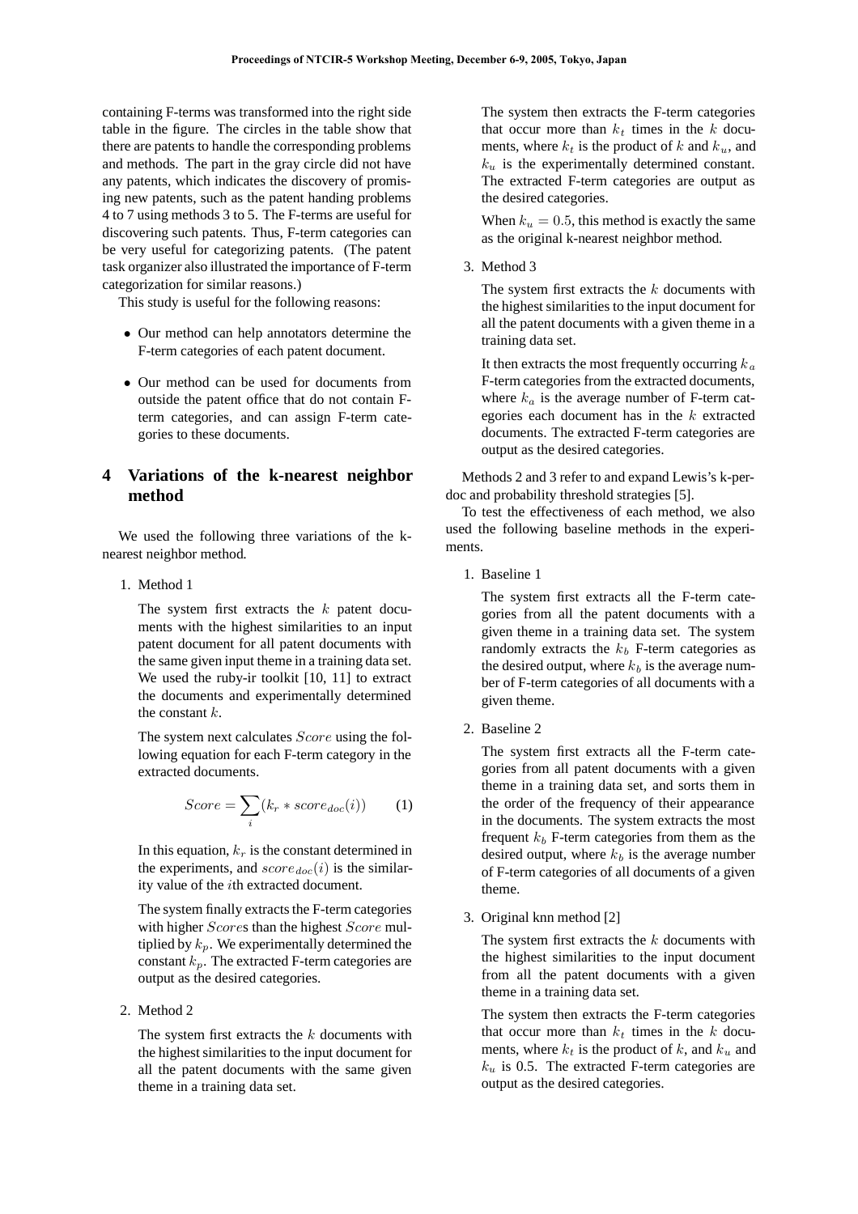containing F-terms was transformed into the right side table in the figure. The circles in the table show that there are patents to handle the corresponding problems and methods. The part in the gray circle did not have any patents, which indicates the discovery of promising new patents, such as the patent handing problems 4 to 7 using methods 3 to 5. The F-terms are useful for discovering such patents. Thus, F-term categories can be very useful for categorizing patents. (The patent task organizer also illustrated the importance of F-term categorization for similar reasons.)

This study is useful for the following reasons:

- Our method can help annotators determine the F-term categories of each patent document.
- Our method can be used for documents from outside the patent office that do not contain F-term categories, and can assign F-term categories to these documents.

## 4 Variations of the k-nearest neighbor method

We used the following three variations of the k-nearest neighbor method.

1. Method 1

   The system first extracts the $k$ patent documents with the highest similarities to an input patent document for all patent documents with the same given input theme in a training data set. We used the ruby-ir toolkit [10, 11] to extract the documents and experimentally determined the constant $k$.

   The system next calculates $Score$ using the following equation for each F-term category in the extracted documents.

   $$Score = \sum_{i}(k_r * score_{doc}(i)) \qquad (1)$$

   In this equation, $k_r$ is the constant determined in the experiments, and $score_{doc}(i)$ is the similarity value of the $i$th extracted document.

   The system finally extracts the F-term categories with higher $Score$s than the highest $Score$ multiplied by $k_p$. We experimentally determined the constant $k_p$. The extracted F-term categories are output as the desired categories.

2. Method 2

   The system first extracts the $k$ documents with the highest similarities to the input document for all the patent documents with the same given theme in a training data set.

   The system then extracts the F-term categories that occur more than $k_t$ times in the $k$ documents, where $k_t$ is the product of $k$ and $k_u$, and $k_u$ is the experimentally determined constant. The extracted F-term categories are output as the desired categories.

   When $k_u = 0.5$, this method is exactly the same as the original k-nearest neighbor method.

3. Method 3

   The system first extracts the $k$ documents with the highest similarities to the input document for all the patent documents with a given theme in a training data set.

   It then extracts the most frequently occurring $k_a$ F-term categories from the extracted documents, where $k_a$ is the average number of F-term categories each document has in the $k$ extracted documents. The extracted F-term categories are output as the desired categories.

Methods 2 and 3 refer to and expand Lewis's k-per-doc and probability threshold strategies [5].

To test the effectiveness of each method, we also used the following baseline methods in the experiments.

1. Baseline 1

   The system first extracts all the F-term categories from all the patent documents with a given theme in a training data set. The system randomly extracts the $k_b$ F-term categories as the desired output, where $k_b$ is the average number of F-term categories of all documents with a given theme.

2. Baseline 2

   The system first extracts all the F-term categories from all patent documents with a given theme in a training data set, and sorts them in the order of the frequency of their appearance in the documents. The system extracts the most frequent $k_b$ F-term categories from them as the desired output, where $k_b$ is the average number of F-term categories of all documents of a given theme.

3. Original knn method [2]

   The system first extracts the $k$ documents with the highest similarities to the input document from all the patent documents with a given theme in a training data set.

   The system then extracts the F-term categories that occur more than $k_t$ times in the $k$ documents, where $k_t$ is the product of $k$, and $k_u$ and $k_u$ is 0.5. The extracted F-term categories are output as the desired categories.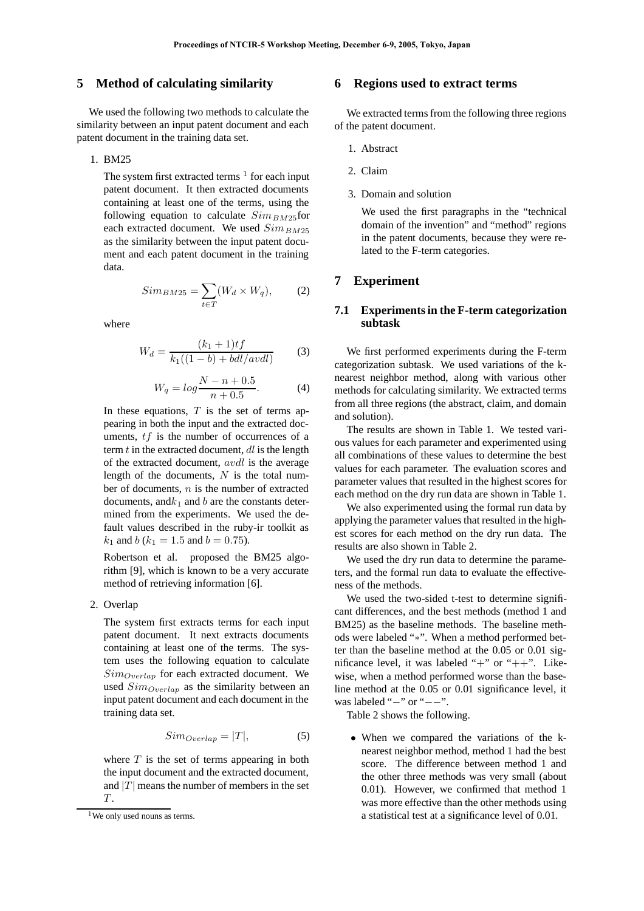## 5 Method of calculating similarity

We used the following two methods to calculate the similarity between an input patent document and each patent document in the training data set.

1. BM25

   The system first extracted terms [1] for each input patent document. It then extracted documents containing at least one of the terms, using the following equation to calculate $Sim_{BM25}$for each extracted document. We used $Sim_{BM25}$ as the similarity between the input patent document and each patent document in the training data.

$$Sim_{BM25} = \sum_{t \in T} (W_d \times W_q), \qquad (2)$$

   where

$$W_d = \frac{(k_1 + 1)tf}{k_1((1-b) + bdl/avdl)} \qquad (3)$$

$$W_q = log\frac{N - n + 0.5}{n + 0.5}. \qquad (4)$$

   In these equations, $T$ is the set of terms appearing in both the input and the extracted documents, $tf$ is the number of occurrences of a term $t$ in the extracted document, $dl$ is the length of the extracted document, $avdl$ is the average length of the documents, $N$ is the total number of documents, $n$ is the number of extracted documents, and$k_1$ and $b$ are the constants determined from the experiments. We used the default values described in the ruby-ir toolkit as $k_1$ and $b$ ($k_1 = 1.5$ and $b = 0.75$).

   Robertson et al. proposed the BM25 algorithm [9], which is known to be a very accurate method of retrieving information [6].

2. Overlap

   The system first extracts terms for each input patent document. It next extracts documents containing at least one of the terms. The system uses the following equation to calculate $Sim_{Overlap}$ for each extracted document. We used $Sim_{Overlap}$ as the similarity between an input patent document and each document in the training data set.

$$Sim_{Overlap} = |T|, \qquad (5)$$

   where $T$ is the set of terms appearing in both the input document and the extracted document, and $|T|$ means the number of members in the set $T$.

[1] We only used nouns as terms.

## 6 Regions used to extract terms

We extracted terms from the following three regions of the patent document.

1. Abstract
2. Claim
3. Domain and solution

   We used the first paragraphs in the "technical domain of the invention" and "method" regions in the patent documents, because they were related to the F-term categories.

## 7 Experiment

### 7.1 Experiments in the F-term categorization subtask

We first performed experiments during the F-term categorization subtask. We used variations of the k-nearest neighbor method, along with various other methods for calculating similarity. We extracted terms from all three regions (the abstract, claim, and domain and solution).

The results are shown in Table 1. We tested various values for each parameter and experimented using all combinations of these values to determine the best values for each parameter. The evaluation scores and parameter values that resulted in the highest scores for each method on the dry run data are shown in Table 1.

We also experimented using the formal run data by applying the parameter values that resulted in the highest scores for each method on the dry run data. The results are also shown in Table 2.

We used the dry run data to determine the parameters, and the formal run data to evaluate the effectiveness of the methods.

We used the two-sided t-test to determine significant differences, and the best methods (method 1 and BM25) as the baseline methods. The baseline methods were labeled "∗". When a method performed better than the baseline method at the 0.05 or 0.01 significance level, it was labeled "+" or "++". Likewise, when a method performed worse than the baseline method at the 0.05 or 0.01 significance level, it was labeled "−" or "−−".

Table 2 shows the following.

- When we compared the variations of the k-nearest neighbor method, method 1 had the best score. The difference between method 1 and the other three methods was very small (about 0.01). However, we confirmed that method 1 was more effective than the other methods using a statistical test at a significance level of 0.01.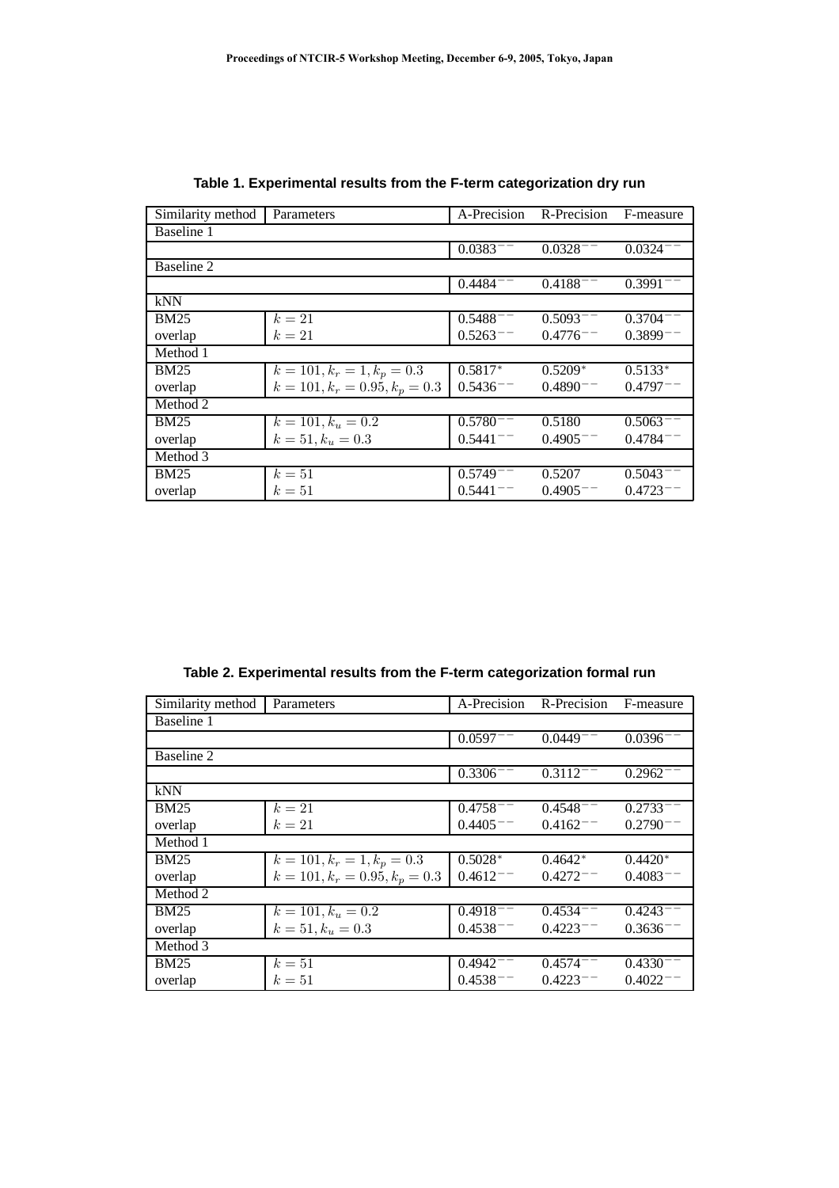**Table 1. Experimental results from the F-term categorization dry run**

| Similarity method | Parameters | A-Precision | R-Precision | F-measure |
|---|---|---|---|---|
| Baseline 1 | | | | |
| | | $0.0383^{--}$ | $0.0328^{--}$ | $0.0324^{--}$ |
| Baseline 2 | | | | |
| | | $0.4484^{--}$ | $0.4188^{--}$ | $0.3991^{--}$ |
| kNN | | | | |
| BM25 | $k = 21$ | $0.5488^{--}$ | $0.5093^{--}$ | $0.3704^{--}$ |
| overlap | $k = 21$ | $0.5263^{--}$ | $0.4776^{--}$ | $0.3899^{--}$ |
| Method 1 | | | | |
| BM25 | $k = 101, k_r = 1, k_p = 0.3$ | $0.5817^{*}$ | $0.5209^{*}$ | $0.5133^{*}$ |
| overlap | $k = 101, k_r = 0.95, k_p = 0.3$ | $0.5436^{--}$ | $0.4890^{--}$ | $0.4797^{--}$ |
| Method 2 | | | | |
| BM25 | $k = 101, k_u = 0.2$ | $0.5780^{--}$ | 0.5180 | $0.5063^{--}$ |
| overlap | $k = 51, k_u = 0.3$ | $0.5441^{--}$ | $0.4905^{--}$ | $0.4784^{--}$ |
| Method 3 | | | | |
| BM25 | $k = 51$ | $0.5749^{--}$ | 0.5207 | $0.5043^{--}$ |
| overlap | $k = 51$ | $0.5441^{--}$ | $0.4905^{--}$ | $0.4723^{--}$ |

**Table 2. Experimental results from the F-term categorization formal run**

| Similarity method | Parameters | A-Precision | R-Precision | F-measure |
|---|---|---|---|---|
| Baseline 1 | | | | |
| | | $0.0597^{--}$ | $0.0449^{--}$ | $0.0396^{--}$ |
| Baseline 2 | | | | |
| | | $0.3306^{--}$ | $0.3112^{--}$ | $0.2962^{--}$ |
| kNN | | | | |
| BM25 | $k = 21$ | $0.4758^{--}$ | $0.4548^{--}$ | $0.2733^{--}$ |
| overlap | $k = 21$ | $0.4405^{--}$ | $0.4162^{--}$ | $0.2790^{--}$ |
| Method 1 | | | | |
| BM25 | $k = 101, k_r = 1, k_p = 0.3$ | $0.5028^{*}$ | $0.4642^{*}$ | $0.4420^{*}$ |
| overlap | $k = 101, k_r = 0.95, k_p = 0.3$ | $0.4612^{--}$ | $0.4272^{--}$ | $0.4083^{--}$ |
| Method 2 | | | | |
| BM25 | $k = 101, k_u = 0.2$ | $0.4918^{--}$ | $0.4534^{--}$ | $0.4243^{--}$ |
| overlap | $k = 51, k_u = 0.3$ | $0.4538^{--}$ | $0.4223^{--}$ | $0.3636^{--}$ |
| Method 3 | | | | |
| BM25 | $k = 51$ | $0.4942^{--}$ | $0.4574^{--}$ | $0.4330^{--}$ |
| overlap | $k = 51$ | $0.4538^{--}$ | $0.4223^{--}$ | $0.4022^{--}$ |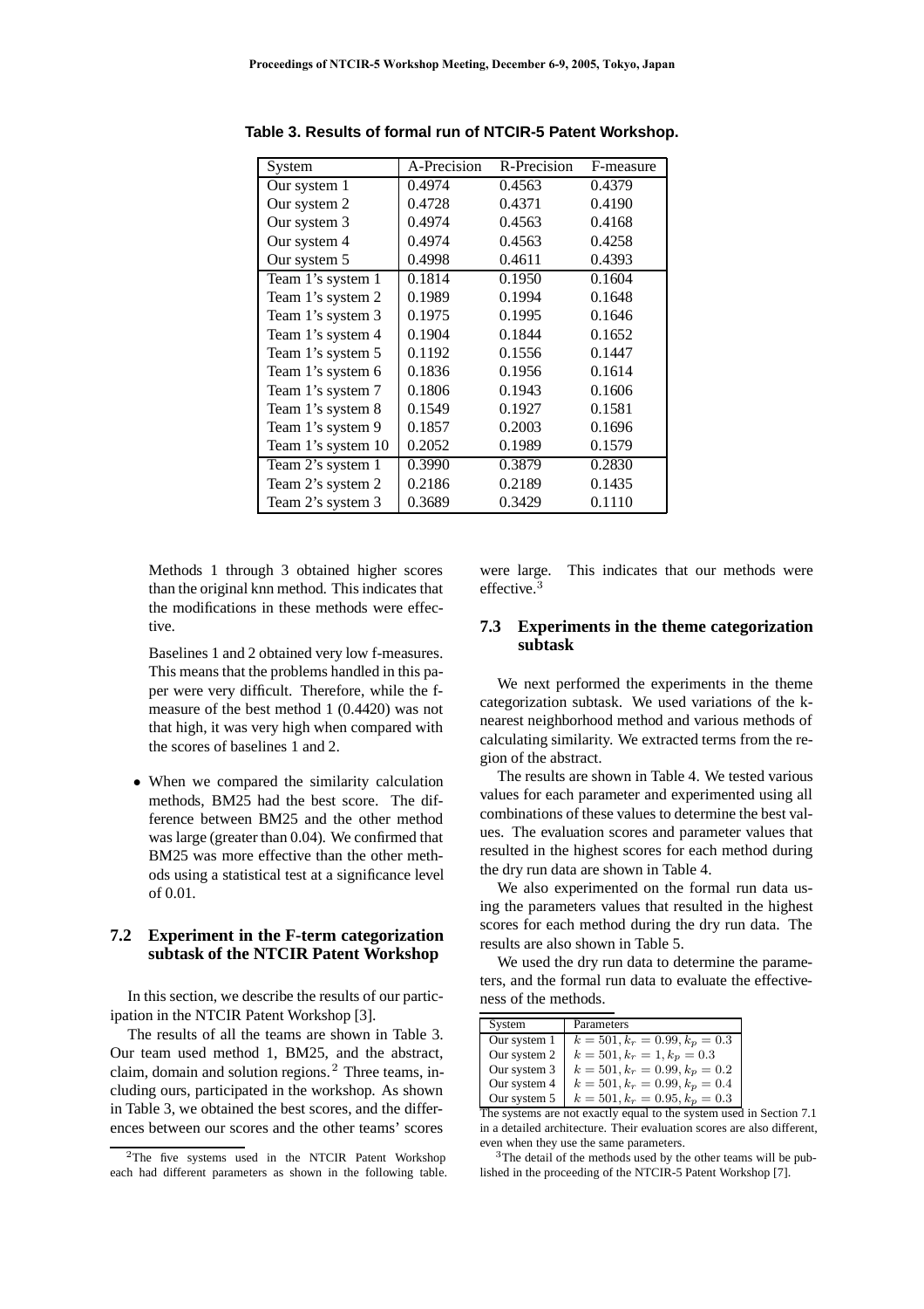**Table 3. Results of formal run of NTCIR-5 Patent Workshop.**

| System | A-Precision | R-Precision | F-measure |
|---|---|---|---|
| Our system 1 | 0.4974 | 0.4563 | 0.4379 |
| Our system 2 | 0.4728 | 0.4371 | 0.4190 |
| Our system 3 | 0.4974 | 0.4563 | 0.4168 |
| Our system 4 | 0.4974 | 0.4563 | 0.4258 |
| Our system 5 | 0.4998 | 0.4611 | 0.4393 |
| Team 1's system 1 | 0.1814 | 0.1950 | 0.1604 |
| Team 1's system 2 | 0.1989 | 0.1994 | 0.1648 |
| Team 1's system 3 | 0.1975 | 0.1995 | 0.1646 |
| Team 1's system 4 | 0.1904 | 0.1844 | 0.1652 |
| Team 1's system 5 | 0.1192 | 0.1556 | 0.1447 |
| Team 1's system 6 | 0.1836 | 0.1956 | 0.1614 |
| Team 1's system 7 | 0.1806 | 0.1943 | 0.1606 |
| Team 1's system 8 | 0.1549 | 0.1927 | 0.1581 |
| Team 1's system 9 | 0.1857 | 0.2003 | 0.1696 |
| Team 1's system 10 | 0.2052 | 0.1989 | 0.1579 |
| Team 2's system 1 | 0.3990 | 0.3879 | 0.2830 |
| Team 2's system 2 | 0.2186 | 0.2189 | 0.1435 |
| Team 2's system 3 | 0.3689 | 0.3429 | 0.1110 |

Methods 1 through 3 obtained higher scores than the original knn method. This indicates that the modifications in these methods were effective.

Baselines 1 and 2 obtained very low f-measures. This means that the problems handled in this paper were very difficult. Therefore, while the f-measure of the best method 1 (0.4420) was not that high, it was very high when compared with the scores of baselines 1 and 2.

- When we compared the similarity calculation methods, BM25 had the best score. The difference between BM25 and the other method was large (greater than 0.04). We confirmed that BM25 was more effective than the other methods using a statistical test at a significance level of 0.01.

### 7.2 Experiment in the F-term categorization subtask of the NTCIR Patent Workshop

In this section, we describe the results of our participation in the NTCIR Patent Workshop [3].

The results of all the teams are shown in Table 3. Our team used method 1, BM25, and the abstract, claim, domain and solution regions.[2] Three teams, including ours, participated in the workshop. As shown in Table 3, we obtained the best scores, and the differences between our scores and the other teams' scores were large. This indicates that our methods were effective.[3]

### 7.3 Experiments in the theme categorization subtask

We next performed the experiments in the theme categorization subtask. We used variations of the k-nearest neighborhood method and various methods of calculating similarity. We extracted terms from the region of the abstract.

The results are shown in Table 4. We tested various values for each parameter and experimented using all combinations of these values to determine the best values. The evaluation scores and parameter values that resulted in the highest scores for each method during the dry run data are shown in Table 4.

We also experimented on the formal run data using the parameters values that resulted in the highest scores for each method during the dry run data. The results are also shown in Table 5.

We used the dry run data to determine the parameters, and the formal run data to evaluate the effectiveness of the methods.

---

[2] The five systems used in the NTCIR Patent Workshop each had different parameters as shown in the following table.

| System | Parameters |
|---|---|
| Our system 1 | $k = 501, k_r = 0.99, k_p = 0.3$ |
| Our system 2 | $k = 501, k_r = 1, k_p = 0.3$ |
| Our system 3 | $k = 501, k_r = 0.99, k_p = 0.2$ |
| Our system 4 | $k = 501, k_r = 0.99, k_p = 0.4$ |
| Our system 5 | $k = 501, k_r = 0.95, k_p = 0.3$ |

The systems are not exactly equal to the system used in Section 7.1 in a detailed architecture. Their evaluation scores are also different, even when they use the same parameters.

[3] The detail of the methods used by the other teams will be published in the proceeding of the NTCIR-5 Patent Workshop [7].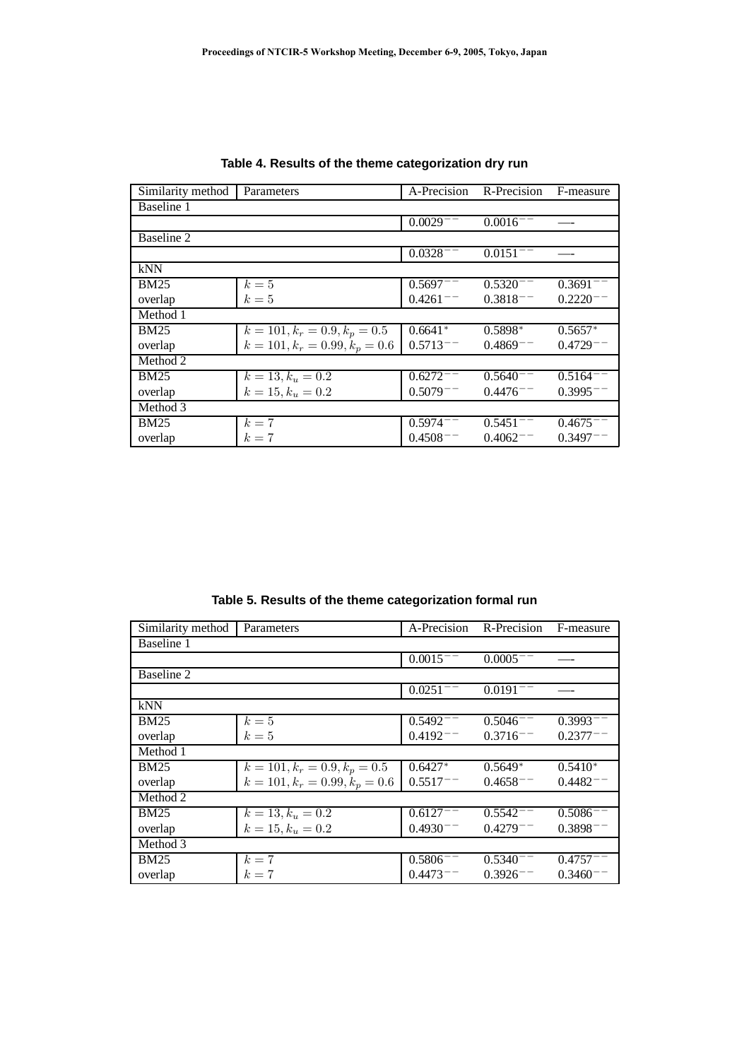**Table 4. Results of the theme categorization dry run**

| Similarity method | Parameters | A-Precision | R-Precision | F-measure |
|---|---|---|---|---|
| Baseline 1 | | | | |
| | | $0.0029^{--}$ | $0.0016^{--}$ | —- |
| Baseline 2 | | | | |
| | | $0.0328^{--}$ | $0.0151^{--}$ | —- |
| kNN | | | | |
| BM25 | $k = 5$ | $0.5697^{--}$ | $0.5320^{--}$ | $0.3691^{--}$ |
| overlap | $k = 5$ | $0.4261^{--}$ | $0.3818^{--}$ | $0.2220^{--}$ |
| Method 1 | | | | |
| BM25 | $k = 101, k_r = 0.9, k_p = 0.5$ | $0.6641^{*}$ | $0.5898^{*}$ | $0.5657^{*}$ |
| overlap | $k = 101, k_r = 0.99, k_p = 0.6$ | $0.5713^{--}$ | $0.4869^{--}$ | $0.4729^{--}$ |
| Method 2 | | | | |
| BM25 | $k = 13, k_u = 0.2$ | $0.6272^{--}$ | $0.5640^{--}$ | $0.5164^{--}$ |
| overlap | $k = 15, k_u = 0.2$ | $0.5079^{--}$ | $0.4476^{--}$ | $0.3995^{--}$ |
| Method 3 | | | | |
| BM25 | $k = 7$ | $0.5974^{--}$ | $0.5451^{--}$ | $0.4675^{--}$ |
| overlap | $k = 7$ | $0.4508^{--}$ | $0.4062^{--}$ | $0.3497^{--}$ |

**Table 5. Results of the theme categorization formal run**

| Similarity method | Parameters | A-Precision | R-Precision | F-measure |
|---|---|---|---|---|
| Baseline 1 | | | | |
| | | $0.0015^{--}$ | $0.0005^{--}$ | —- |
| Baseline 2 | | | | |
| | | $0.0251^{--}$ | $0.0191^{--}$ | —- |
| kNN | | | | |
| BM25 | $k = 5$ | $0.5492^{--}$ | $0.5046^{--}$ | $0.3993^{--}$ |
| overlap | $k = 5$ | $0.4192^{--}$ | $0.3716^{--}$ | $0.2377^{--}$ |
| Method 1 | | | | |
| BM25 | $k = 101, k_r = 0.9, k_p = 0.5$ | $0.6427^{*}$ | $0.5649^{*}$ | $0.5410^{*}$ |
| overlap | $k = 101, k_r = 0.99, k_p = 0.6$ | $0.5517^{--}$ | $0.4658^{--}$ | $0.4482^{--}$ |
| Method 2 | | | | |
| BM25 | $k = 13, k_u = 0.2$ | $0.6127^{--}$ | $0.5542^{--}$ | $0.5086^{--}$ |
| overlap | $k = 15, k_u = 0.2$ | $0.4930^{--}$ | $0.4279^{--}$ | $0.3898^{--}$ |
| Method 3 | | | | |
| BM25 | $k = 7$ | $0.5806^{--}$ | $0.5340^{--}$ | $0.4757^{--}$ |
| overlap | $k = 7$ | $0.4473^{--}$ | $0.3926^{--}$ | $0.3460^{--}$ |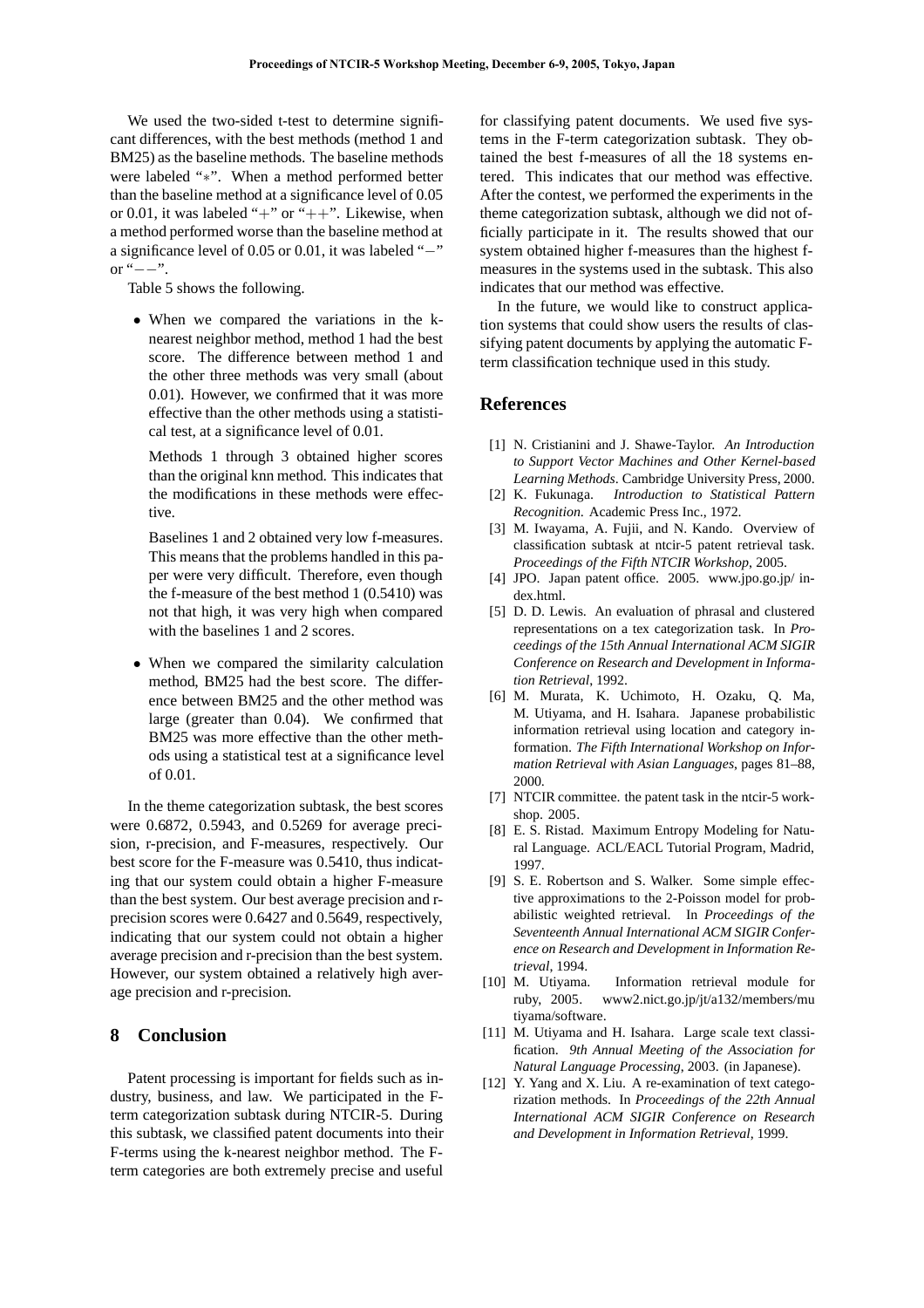We used the two-sided t-test to determine significant differences, with the best methods (method 1 and BM25) as the baseline methods. The baseline methods were labeled "$*$". When a method performed better than the baseline method at a significance level of 0.05 or 0.01, it was labeled "$+$" or "$++$". Likewise, when a method performed worse than the baseline method at a significance level of 0.05 or 0.01, it was labeled "$-$" or "$--$".

Table 5 shows the following.

- When we compared the variations in the k-nearest neighbor method, method 1 had the best score. The difference between method 1 and the other three methods was very small (about 0.01). However, we confirmed that it was more effective than the other methods using a statistical test, at a significance level of 0.01.

  Methods 1 through 3 obtained higher scores than the original knn method. This indicates that the modifications in these methods were effective.

  Baselines 1 and 2 obtained very low f-measures. This means that the problems handled in this paper were very difficult. Therefore, even though the f-measure of the best method 1 (0.5410) was not that high, it was very high when compared with the baselines 1 and 2 scores.

- When we compared the similarity calculation method, BM25 had the best score. The difference between BM25 and the other method was large (greater than 0.04). We confirmed that BM25 was more effective than the other methods using a statistical test at a significance level of 0.01.

In the theme categorization subtask, the best scores were 0.6872, 0.5943, and 0.5269 for average precision, r-precision, and F-measures, respectively. Our best score for the F-measure was 0.5410, thus indicating that our system could obtain a higher F-measure than the best system. Our best average precision and r-precision scores were 0.6427 and 0.5649, respectively, indicating that our system could not obtain a higher average precision and r-precision than the best system. However, our system obtained a relatively high average precision and r-precision.

## 8 Conclusion

Patent processing is important for fields such as industry, business, and law. We participated in the F-term categorization subtask during NTCIR-5. During this subtask, we classified patent documents into their F-terms using the k-nearest neighbor method. The F-term categories are both extremely precise and useful for classifying patent documents. We used five systems in the F-term categorization subtask. They obtained the best f-measures of all the 18 systems entered. This indicates that our method was effective. After the contest, we performed the experiments in the theme categorization subtask, although we did not officially participate in it. The results showed that our system obtained higher f-measures than the highest f-measures in the systems used in the subtask. This also indicates that our method was effective.

In the future, we would like to construct application systems that could show users the results of classifying patent documents by applying the automatic F-term classification technique used in this study.

## References

[1] N. Cristianini and J. Shawe-Taylor. *An Introduction to Support Vector Machines and Other Kernel-based Learning Methods*. Cambridge University Press, 2000.

[2] K. Fukunaga. *Introduction to Statistical Pattern Recognition*. Academic Press Inc., 1972.

[3] M. Iwayama, A. Fujii, and N. Kando. Overview of classification subtask at ntcir-5 patent retrieval task. *Proceedings of the Fifth NTCIR Workshop*, 2005.

[4] JPO. Japan patent office. 2005. www.jpo.go.jp/index.html.

[5] D. D. Lewis. An evaluation of phrasal and clustered representations on a tex categorization task. In *Proceedings of the 15th Annual International ACM SIGIR Conference on Research and Development in Information Retrieval*, 1992.

[6] M. Murata, K. Uchimoto, H. Ozaku, Q. Ma, M. Utiyama, and H. Isahara. Japanese probabilistic information retrieval using location and category information. *The Fifth International Workshop on Information Retrieval with Asian Languages*, pages 81–88, 2000.

[7] NTCIR committee. the patent task in the ntcir-5 workshop. 2005.

[8] E. S. Ristad. Maximum Entropy Modeling for Natural Language. ACL/EACL Tutorial Program, Madrid, 1997.

[9] S. E. Robertson and S. Walker. Some simple effective approximations to the 2-Poisson model for probabilistic weighted retrieval. In *Proceedings of the Seventeenth Annual International ACM SIGIR Conference on Research and Development in Information Retrieval*, 1994.

[10] M. Utiyama. Information retrieval module for ruby, 2005. www2.nict.go.jp/jt/a132/members/mutiyama/software.

[11] M. Utiyama and H. Isahara. Large scale text classification. *9th Annual Meeting of the Association for Natural Language Processing*, 2003. (in Japanese).

[12] Y. Yang and X. Liu. A re-examination of text categorization methods. In *Proceedings of the 22th Annual International ACM SIGIR Conference on Research and Development in Information Retrieval*, 1999.